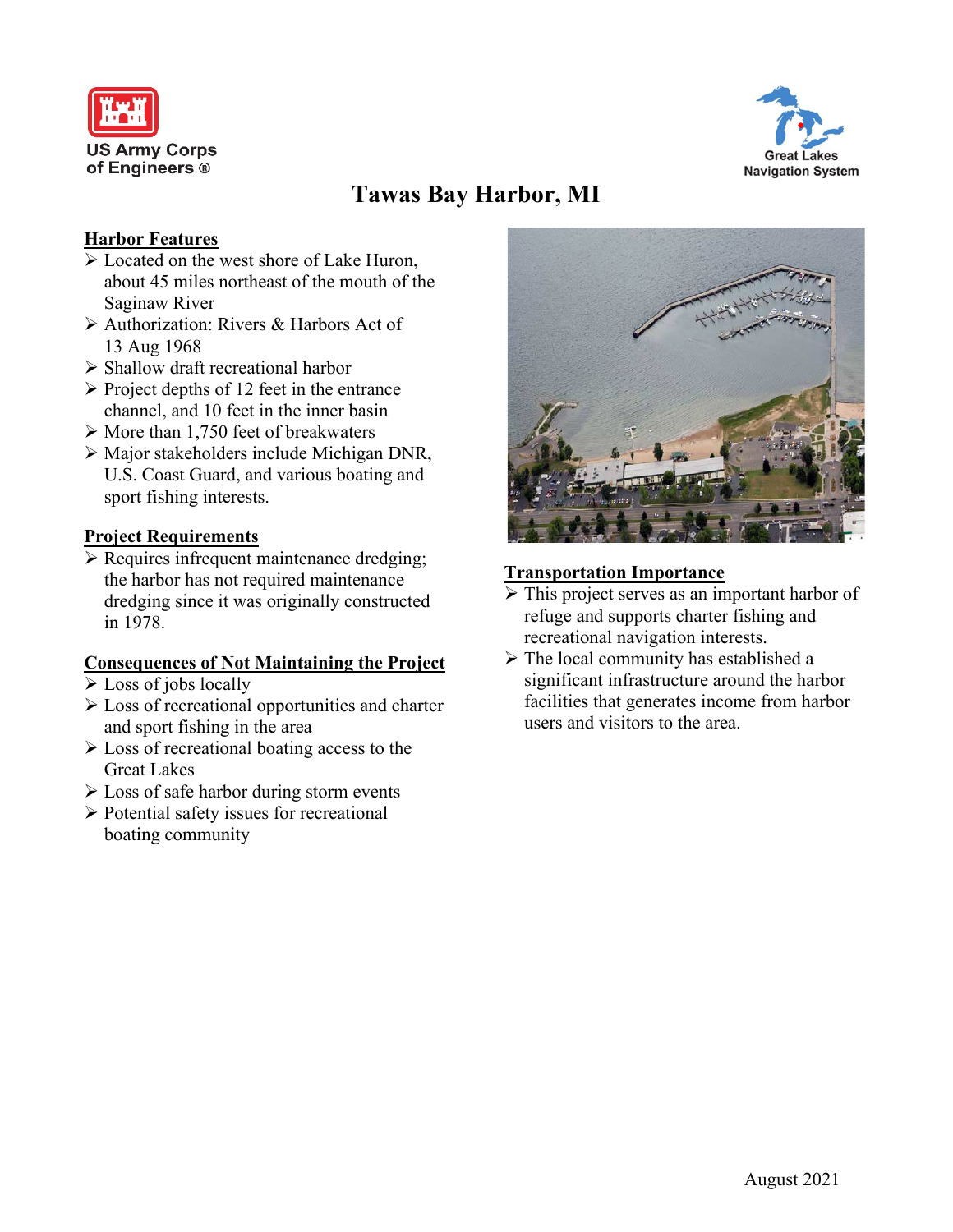US Army Corps of Engineers ®

Great Lakes Navigation System

# Tawas Bay Harbor, MI

## Harbor Features

- Located on the west shore of Lake Huron, about 45 miles northeast of the mouth of the Saginaw River
- Authorization: Rivers & Harbors Act of 13 Aug 1968
- Shallow draft recreational harbor
- Project depths of 12 feet in the entrance channel, and 10 feet in the inner basin
- More than 1,750 feet of breakwaters
- Major stakeholders include Michigan DNR, U.S. Coast Guard, and various boating and sport fishing interests.

## Project Requirements

- Requires infrequent maintenance dredging; the harbor has not required maintenance dredging since it was originally constructed in 1978.

## Consequences of Not Maintaining the Project

- Loss of jobs locally
- Loss of recreational opportunities and charter and sport fishing in the area
- Loss of recreational boating access to the Great Lakes
- Loss of safe harbor during storm events
- Potential safety issues for recreational boating community

## Transportation Importance

- This project serves as an important harbor of refuge and supports charter fishing and recreational navigation interests.
- The local community has established a significant infrastructure around the harbor facilities that generates income from harbor users and visitors to the area.

August 2021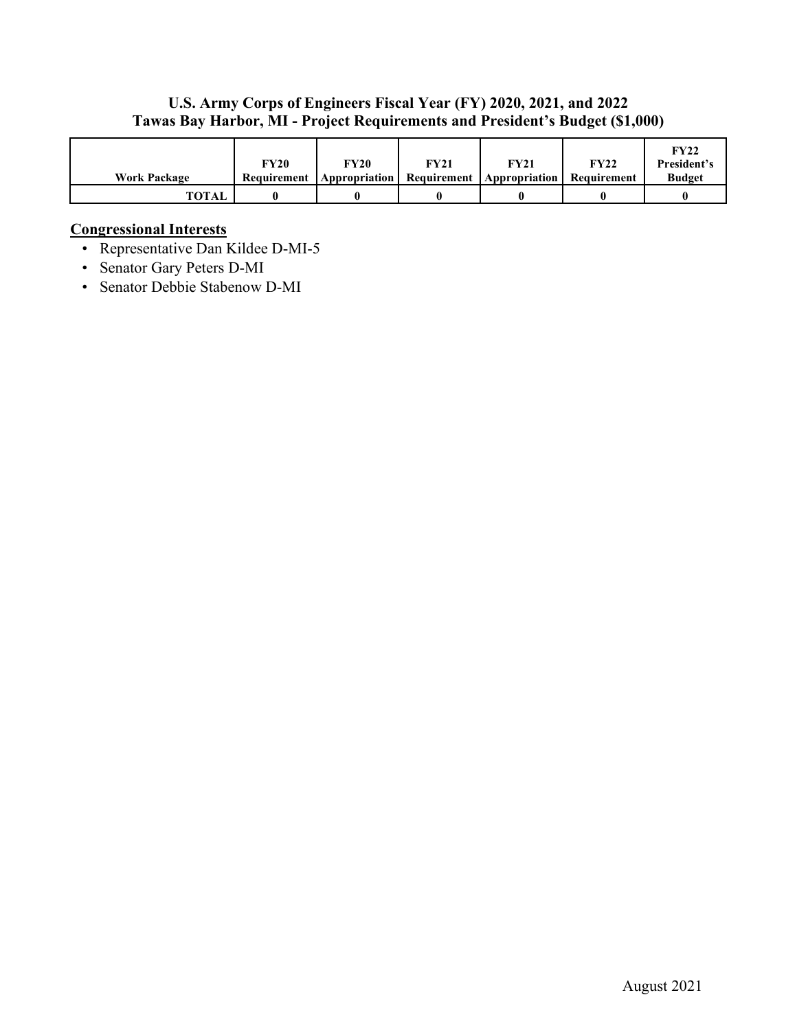**U.S. Army Corps of Engineers Fiscal Year (FY) 2020, 2021, and 2022**
**Tawas Bay Harbor, MI - Project Requirements and President's Budget ($1,000)**

| Work Package | FY20 Requirement | FY20 Appropriation | FY21 Requirement | FY21 Appropriation | FY22 Requirement | FY22 President's Budget |
|---|---|---|---|---|---|---|
| **TOTAL** | **0** | **0** | **0** | **0** | **0** | **0** |

**Congressional Interests**

- Representative Dan Kildee D-MI-5
- Senator Gary Peters D-MI
- Senator Debbie Stabenow D-MI

August 2021